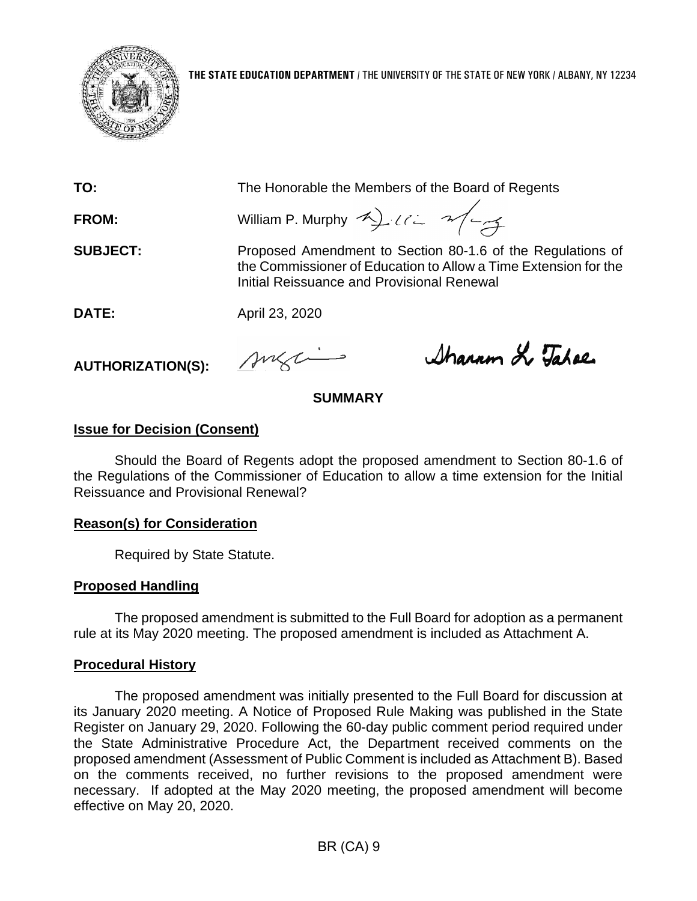**THE STATE EDUCATION DEPARTMENT** / THE UNIVERSITY OF THE STATE OF NEW YORK / ALBANY, NY 12234

**TO:** The Honorable the Members of the Board of Regents

**FROM:** William P. Murphy

**SUBJECT:** Proposed Amendment to Section 80-1.6 of the Regulations of the Commissioner of Education to Allow a Time Extension for the Initial Reissuance and Provisional Renewal

**DATE:** April 23, 2020

**AUTHORIZATION(S):**

## SUMMARY

### Issue for Decision (Consent)

Should the Board of Regents adopt the proposed amendment to Section 80-1.6 of the Regulations of the Commissioner of Education to allow a time extension for the Initial Reissuance and Provisional Renewal?

### Reason(s) for Consideration

Required by State Statute.

### Proposed Handling

The proposed amendment is submitted to the Full Board for adoption as a permanent rule at its May 2020 meeting. The proposed amendment is included as Attachment A.

### Procedural History

The proposed amendment was initially presented to the Full Board for discussion at its January 2020 meeting. A Notice of Proposed Rule Making was published in the State Register on January 29, 2020. Following the 60-day public comment period required under the State Administrative Procedure Act, the Department received comments on the proposed amendment (Assessment of Public Comment is included as Attachment B). Based on the comments received, no further revisions to the proposed amendment were necessary. If adopted at the May 2020 meeting, the proposed amendment will become effective on May 20, 2020.

BR (CA) 9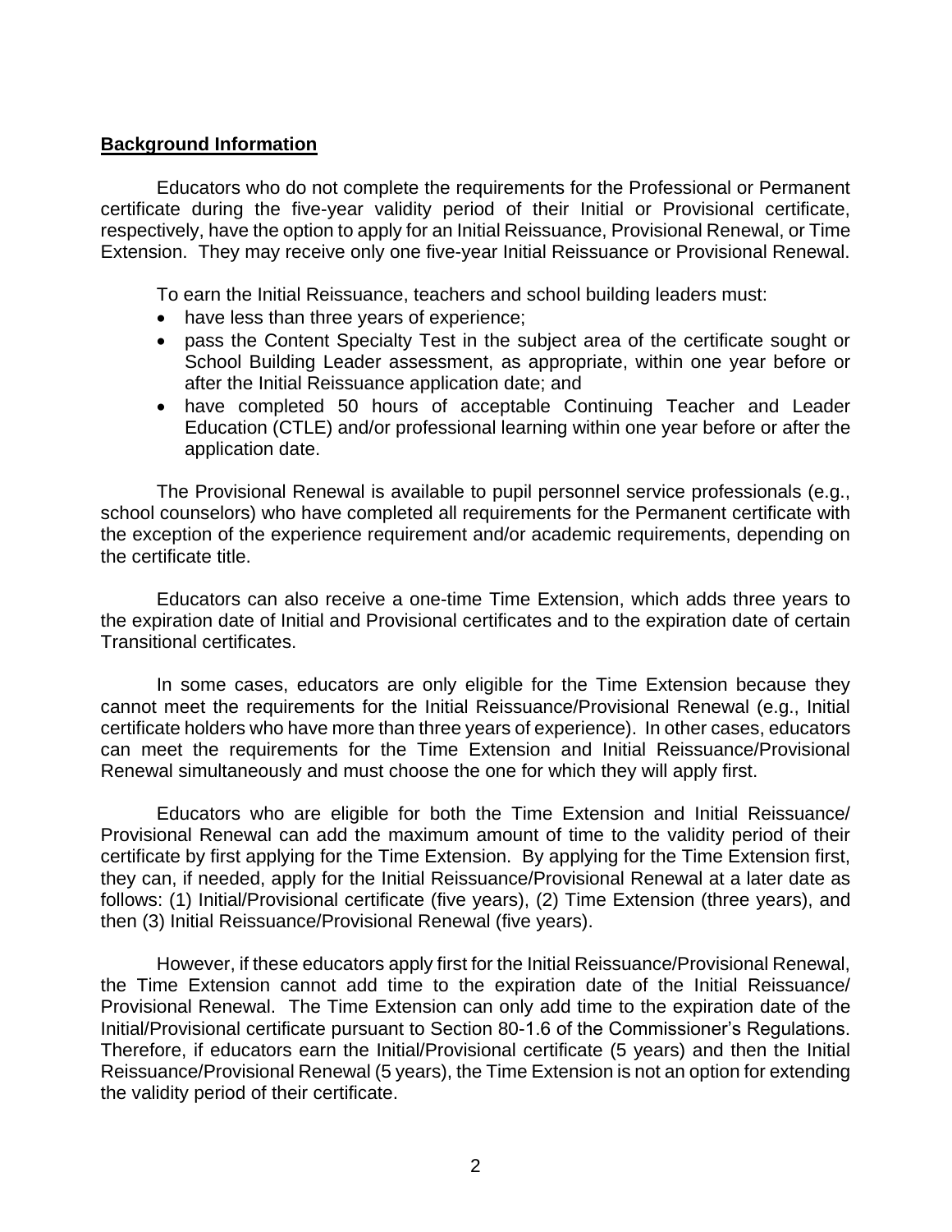**Background Information**

Educators who do not complete the requirements for the Professional or Permanent certificate during the five-year validity period of their Initial or Provisional certificate, respectively, have the option to apply for an Initial Reissuance, Provisional Renewal, or Time Extension. They may receive only one five-year Initial Reissuance or Provisional Renewal.

To earn the Initial Reissuance, teachers and school building leaders must:

- have less than three years of experience;
- pass the Content Specialty Test in the subject area of the certificate sought or School Building Leader assessment, as appropriate, within one year before or after the Initial Reissuance application date; and
- have completed 50 hours of acceptable Continuing Teacher and Leader Education (CTLE) and/or professional learning within one year before or after the application date.

The Provisional Renewal is available to pupil personnel service professionals (e.g., school counselors) who have completed all requirements for the Permanent certificate with the exception of the experience requirement and/or academic requirements, depending on the certificate title.

Educators can also receive a one-time Time Extension, which adds three years to the expiration date of Initial and Provisional certificates and to the expiration date of certain Transitional certificates.

In some cases, educators are only eligible for the Time Extension because they cannot meet the requirements for the Initial Reissuance/Provisional Renewal (e.g., Initial certificate holders who have more than three years of experience). In other cases, educators can meet the requirements for the Time Extension and Initial Reissuance/Provisional Renewal simultaneously and must choose the one for which they will apply first.

Educators who are eligible for both the Time Extension and Initial Reissuance/ Provisional Renewal can add the maximum amount of time to the validity period of their certificate by first applying for the Time Extension. By applying for the Time Extension first, they can, if needed, apply for the Initial Reissuance/Provisional Renewal at a later date as follows: (1) Initial/Provisional certificate (five years), (2) Time Extension (three years), and then (3) Initial Reissuance/Provisional Renewal (five years).

However, if these educators apply first for the Initial Reissuance/Provisional Renewal, the Time Extension cannot add time to the expiration date of the Initial Reissuance/ Provisional Renewal. The Time Extension can only add time to the expiration date of the Initial/Provisional certificate pursuant to Section 80-1.6 of the Commissioner's Regulations. Therefore, if educators earn the Initial/Provisional certificate (5 years) and then the Initial Reissuance/Provisional Renewal (5 years), the Time Extension is not an option for extending the validity period of their certificate.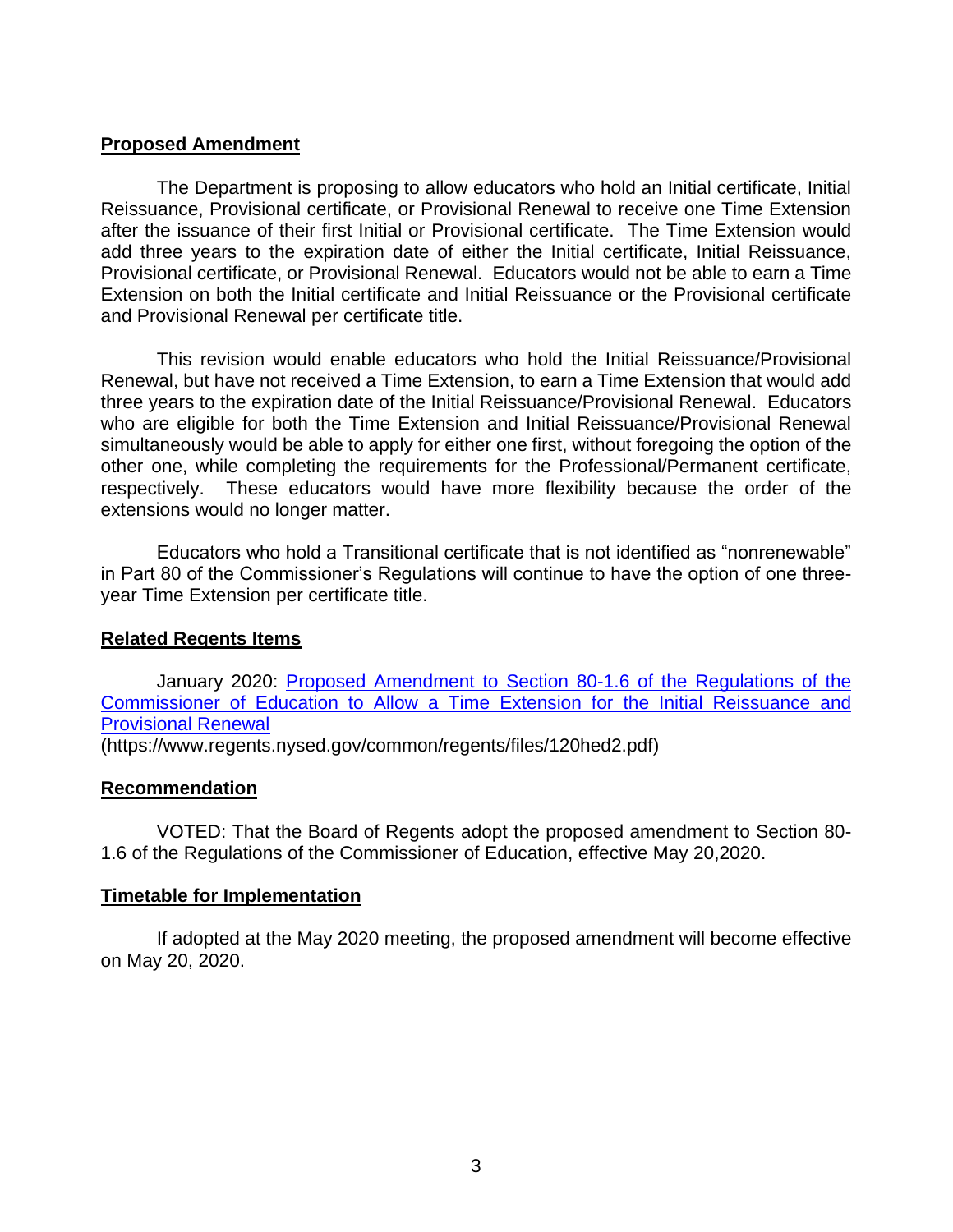**Proposed Amendment**

The Department is proposing to allow educators who hold an Initial certificate, Initial Reissuance, Provisional certificate, or Provisional Renewal to receive one Time Extension after the issuance of their first Initial or Provisional certificate. The Time Extension would add three years to the expiration date of either the Initial certificate, Initial Reissuance, Provisional certificate, or Provisional Renewal. Educators would not be able to earn a Time Extension on both the Initial certificate and Initial Reissuance or the Provisional certificate and Provisional Renewal per certificate title.

This revision would enable educators who hold the Initial Reissuance/Provisional Renewal, but have not received a Time Extension, to earn a Time Extension that would add three years to the expiration date of the Initial Reissuance/Provisional Renewal. Educators who are eligible for both the Time Extension and Initial Reissuance/Provisional Renewal simultaneously would be able to apply for either one first, without foregoing the option of the other one, while completing the requirements for the Professional/Permanent certificate, respectively. These educators would have more flexibility because the order of the extensions would no longer matter.

Educators who hold a Transitional certificate that is not identified as "nonrenewable" in Part 80 of the Commissioner's Regulations will continue to have the option of one three-year Time Extension per certificate title.

**Related Regents Items**

January 2020: [Proposed Amendment to Section 80-1.6 of the Regulations of the Commissioner of Education to Allow a Time Extension for the Initial Reissuance and Provisional Renewal](https://www.regents.nysed.gov/common/regents/files/120hed2.pdf)
(https://www.regents.nysed.gov/common/regents/files/120hed2.pdf)

**Recommendation**

VOTED: That the Board of Regents adopt the proposed amendment to Section 80-1.6 of the Regulations of the Commissioner of Education, effective May 20,2020.

**Timetable for Implementation**

If adopted at the May 2020 meeting, the proposed amendment will become effective on May 20, 2020.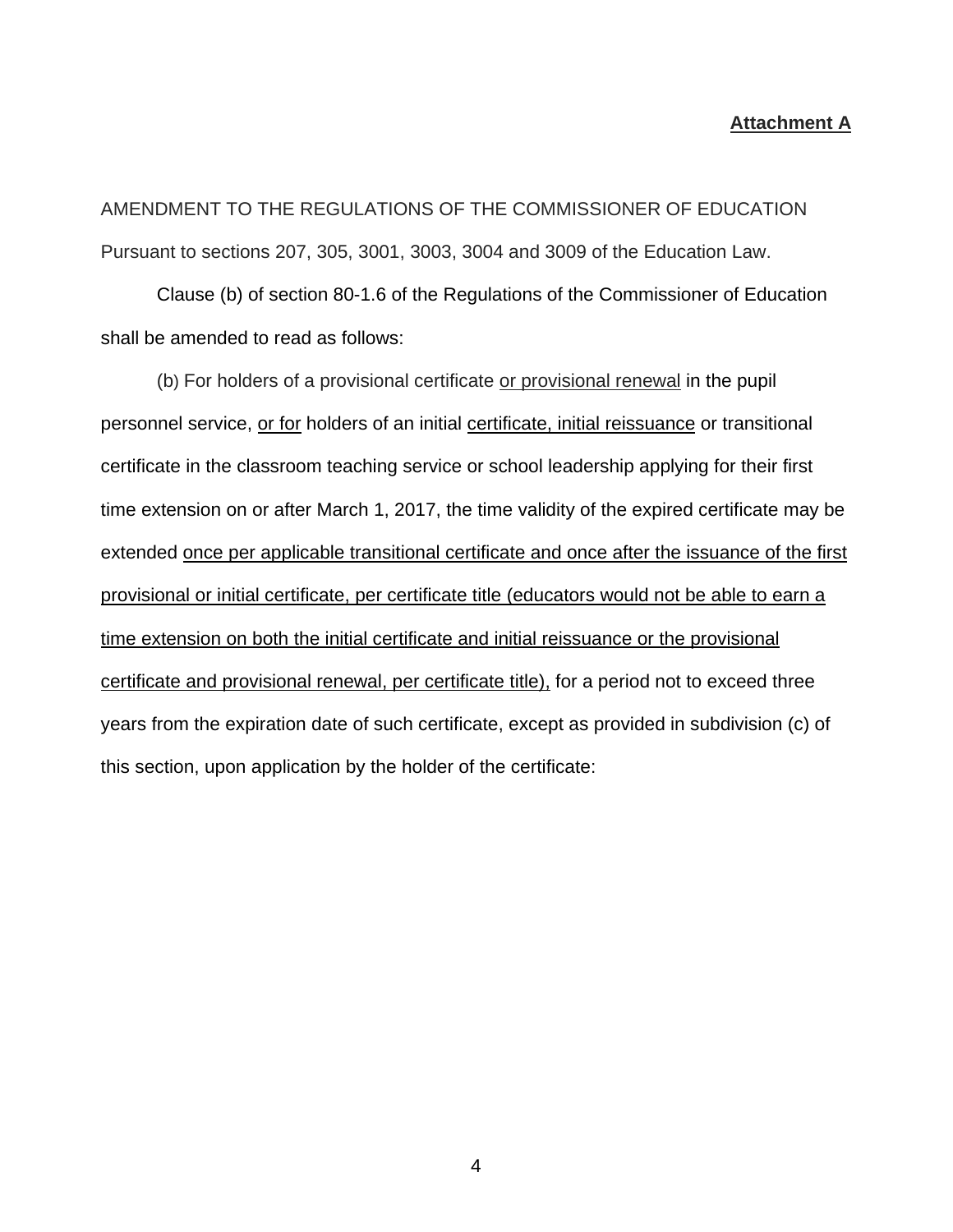**Attachment A**

AMENDMENT TO THE REGULATIONS OF THE COMMISSIONER OF EDUCATION

Pursuant to sections 207, 305, 3001, 3003, 3004 and 3009 of the Education Law.

Clause (b) of section 80-1.6 of the Regulations of the Commissioner of Education shall be amended to read as follows:

(b) For holders of a provisional certificate <u>or provisional renewal</u> in the pupil personnel service, <u>or for</u> holders of an initial <u>certificate, initial reissuance</u> or transitional certificate in the classroom teaching service or school leadership applying for their first time extension on or after March 1, 2017, the time validity of the expired certificate may be extended <u>once per applicable transitional certificate and once after the issuance of the first provisional or initial certificate, per certificate title (educators would not be able to earn a time extension on both the initial certificate and initial reissuance or the provisional certificate and provisional renewal, per certificate title),</u> for a period not to exceed three years from the expiration date of such certificate, except as provided in subdivision (c) of this section, upon application by the holder of the certificate: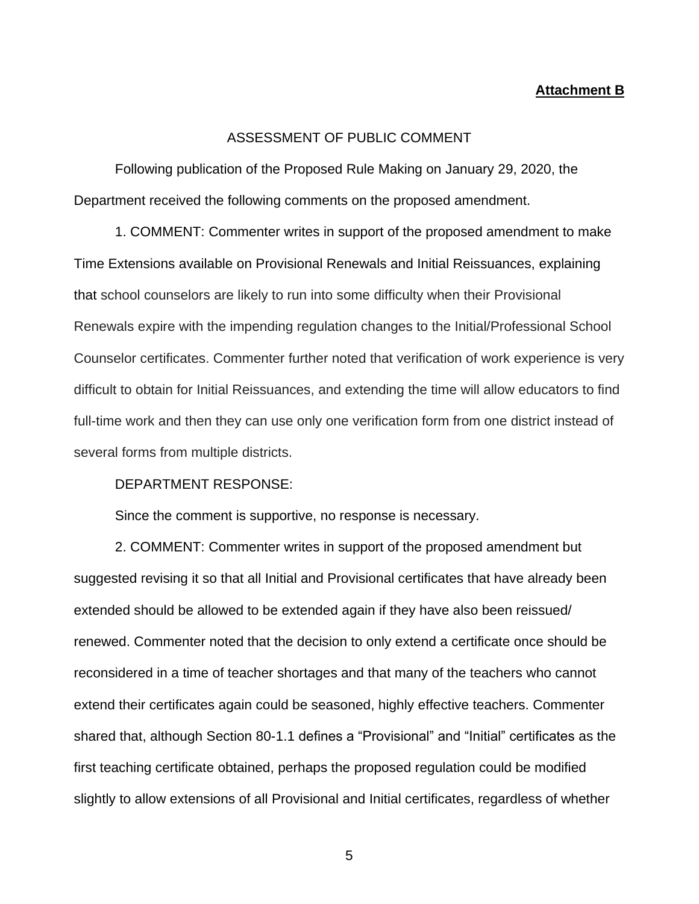**Attachment B**

ASSESSMENT OF PUBLIC COMMENT

Following publication of the Proposed Rule Making on January 29, 2020, the Department received the following comments on the proposed amendment.

1. COMMENT: Commenter writes in support of the proposed amendment to make Time Extensions available on Provisional Renewals and Initial Reissuances, explaining that school counselors are likely to run into some difficulty when their Provisional Renewals expire with the impending regulation changes to the Initial/Professional School Counselor certificates. Commenter further noted that verification of work experience is very difficult to obtain for Initial Reissuances, and extending the time will allow educators to find full-time work and then they can use only one verification form from one district instead of several forms from multiple districts.

DEPARTMENT RESPONSE:

Since the comment is supportive, no response is necessary.

2. COMMENT: Commenter writes in support of the proposed amendment but suggested revising it so that all Initial and Provisional certificates that have already been extended should be allowed to be extended again if they have also been reissued/ renewed. Commenter noted that the decision to only extend a certificate once should be reconsidered in a time of teacher shortages and that many of the teachers who cannot extend their certificates again could be seasoned, highly effective teachers. Commenter shared that, although Section 80-1.1 defines a “Provisional” and “Initial” certificates as the first teaching certificate obtained, perhaps the proposed regulation could be modified slightly to allow extensions of all Provisional and Initial certificates, regardless of whether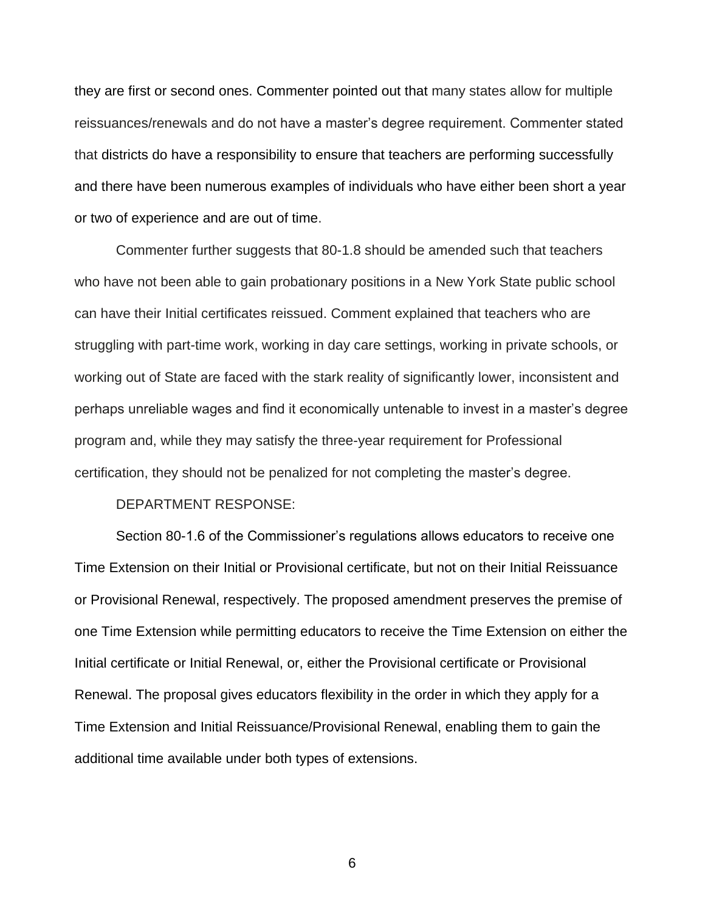they are first or second ones. Commenter pointed out that many states allow for multiple reissuances/renewals and do not have a master's degree requirement. Commenter stated that districts do have a responsibility to ensure that teachers are performing successfully and there have been numerous examples of individuals who have either been short a year or two of experience and are out of time.

Commenter further suggests that 80-1.8 should be amended such that teachers who have not been able to gain probationary positions in a New York State public school can have their Initial certificates reissued. Comment explained that teachers who are struggling with part-time work, working in day care settings, working in private schools, or working out of State are faced with the stark reality of significantly lower, inconsistent and perhaps unreliable wages and find it economically untenable to invest in a master's degree program and, while they may satisfy the three-year requirement for Professional certification, they should not be penalized for not completing the master's degree.

DEPARTMENT RESPONSE:

Section 80-1.6 of the Commissioner's regulations allows educators to receive one Time Extension on their Initial or Provisional certificate, but not on their Initial Reissuance or Provisional Renewal, respectively. The proposed amendment preserves the premise of one Time Extension while permitting educators to receive the Time Extension on either the Initial certificate or Initial Renewal, or, either the Provisional certificate or Provisional Renewal. The proposal gives educators flexibility in the order in which they apply for a Time Extension and Initial Reissuance/Provisional Renewal, enabling them to gain the additional time available under both types of extensions.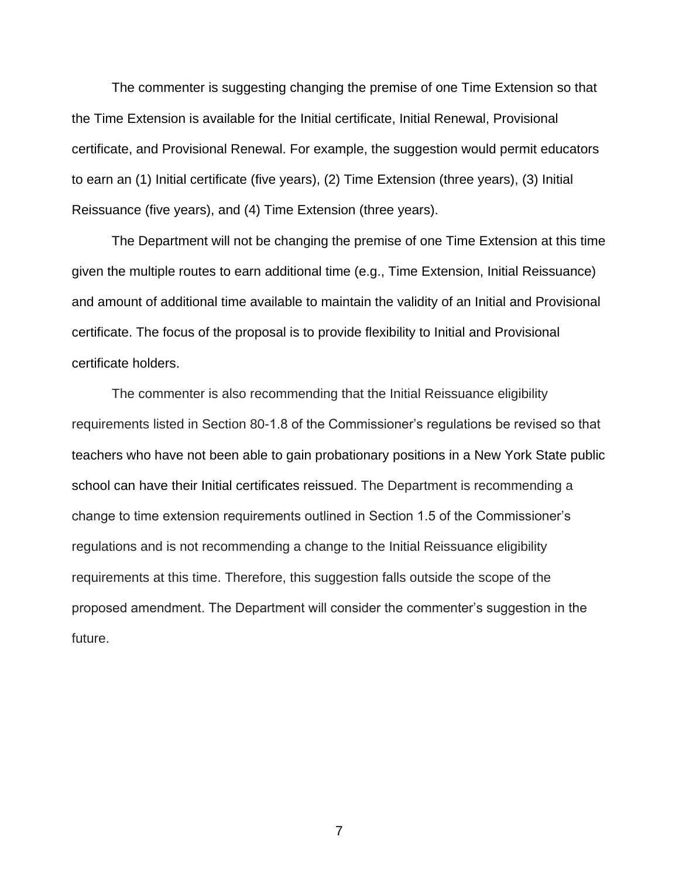The commenter is suggesting changing the premise of one Time Extension so that the Time Extension is available for the Initial certificate, Initial Renewal, Provisional certificate, and Provisional Renewal. For example, the suggestion would permit educators to earn an (1) Initial certificate (five years), (2) Time Extension (three years), (3) Initial Reissuance (five years), and (4) Time Extension (three years).

The Department will not be changing the premise of one Time Extension at this time given the multiple routes to earn additional time (e.g., Time Extension, Initial Reissuance) and amount of additional time available to maintain the validity of an Initial and Provisional certificate. The focus of the proposal is to provide flexibility to Initial and Provisional certificate holders.

The commenter is also recommending that the Initial Reissuance eligibility requirements listed in Section 80-1.8 of the Commissioner's regulations be revised so that teachers who have not been able to gain probationary positions in a New York State public school can have their Initial certificates reissued. The Department is recommending a change to time extension requirements outlined in Section 1.5 of the Commissioner's regulations and is not recommending a change to the Initial Reissuance eligibility requirements at this time. Therefore, this suggestion falls outside the scope of the proposed amendment. The Department will consider the commenter's suggestion in the future.